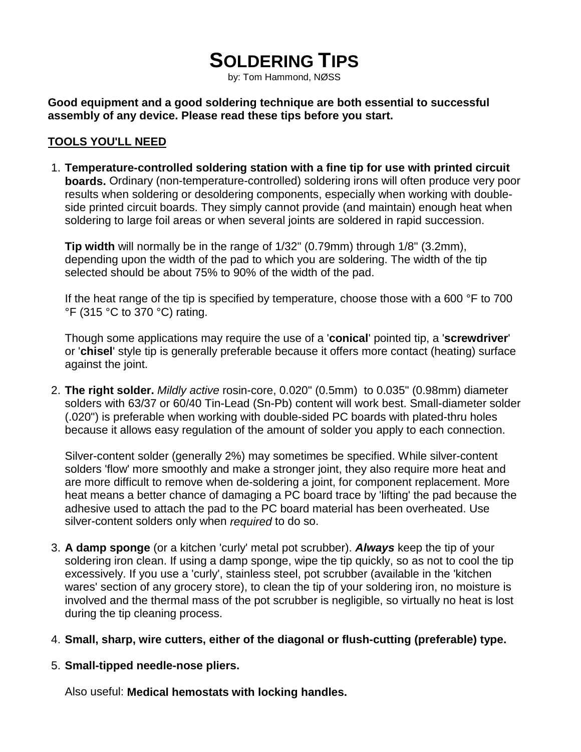# SOLDERING TIPS

by: Tom Hammond, NØSS

**Good equipment and a good soldering technique are both essential to successful assembly of any device. Please read these tips before you start.**

## TOOLS YOU'LL NEED

1. **Temperature-controlled soldering station with a fine tip for use with printed circuit boards.** Ordinary (non-temperature-controlled) soldering irons will often produce very poor results when soldering or desoldering components, especially when working with double-side printed circuit boards. They simply cannot provide (and maintain) enough heat when soldering to large foil areas or when several joints are soldered in rapid succession.

   **Tip width** will normally be in the range of 1/32" (0.79mm) through 1/8" (3.2mm), depending upon the width of the pad to which you are soldering. The width of the tip selected should be about 75% to 90% of the width of the pad.

   If the heat range of the tip is specified by temperature, choose those with a 600 °F to 700 °F (315 °C to 370 °C) rating.

   Though some applications may require the use of a '**conical**' pointed tip, a '**screwdriver**' or '**chisel**' style tip is generally preferable because it offers more contact (heating) surface against the joint.

2. **The right solder.** *Mildly active* rosin-core, 0.020" (0.5mm) to 0.035" (0.98mm) diameter solders with 63/37 or 60/40 Tin-Lead (Sn-Pb) content will work best. Small-diameter solder (.020") is preferable when working with double-sided PC boards with plated-thru holes because it allows easy regulation of the amount of solder you apply to each connection.

   Silver-content solder (generally 2%) may sometimes be specified. While silver-content solders 'flow' more smoothly and make a stronger joint, they also require more heat and are more difficult to remove when de-soldering a joint, for component replacement. More heat means a better chance of damaging a PC board trace by 'lifting' the pad because the adhesive used to attach the pad to the PC board material has been overheated. Use silver-content solders only when *required* to do so.

3. **A damp sponge** (or a kitchen 'curly' metal pot scrubber). ***Always*** keep the tip of your soldering iron clean. If using a damp sponge, wipe the tip quickly, so as not to cool the tip excessively. If you use a 'curly', stainless steel, pot scrubber (available in the 'kitchen wares' section of any grocery store), to clean the tip of your soldering iron, no moisture is involved and the thermal mass of the pot scrubber is negligible, so virtually no heat is lost during the tip cleaning process.

4. **Small, sharp, wire cutters, either of the diagonal or flush-cutting (preferable) type.**

5. **Small-tipped needle-nose pliers.**

   Also useful: **Medical hemostats with locking handles.**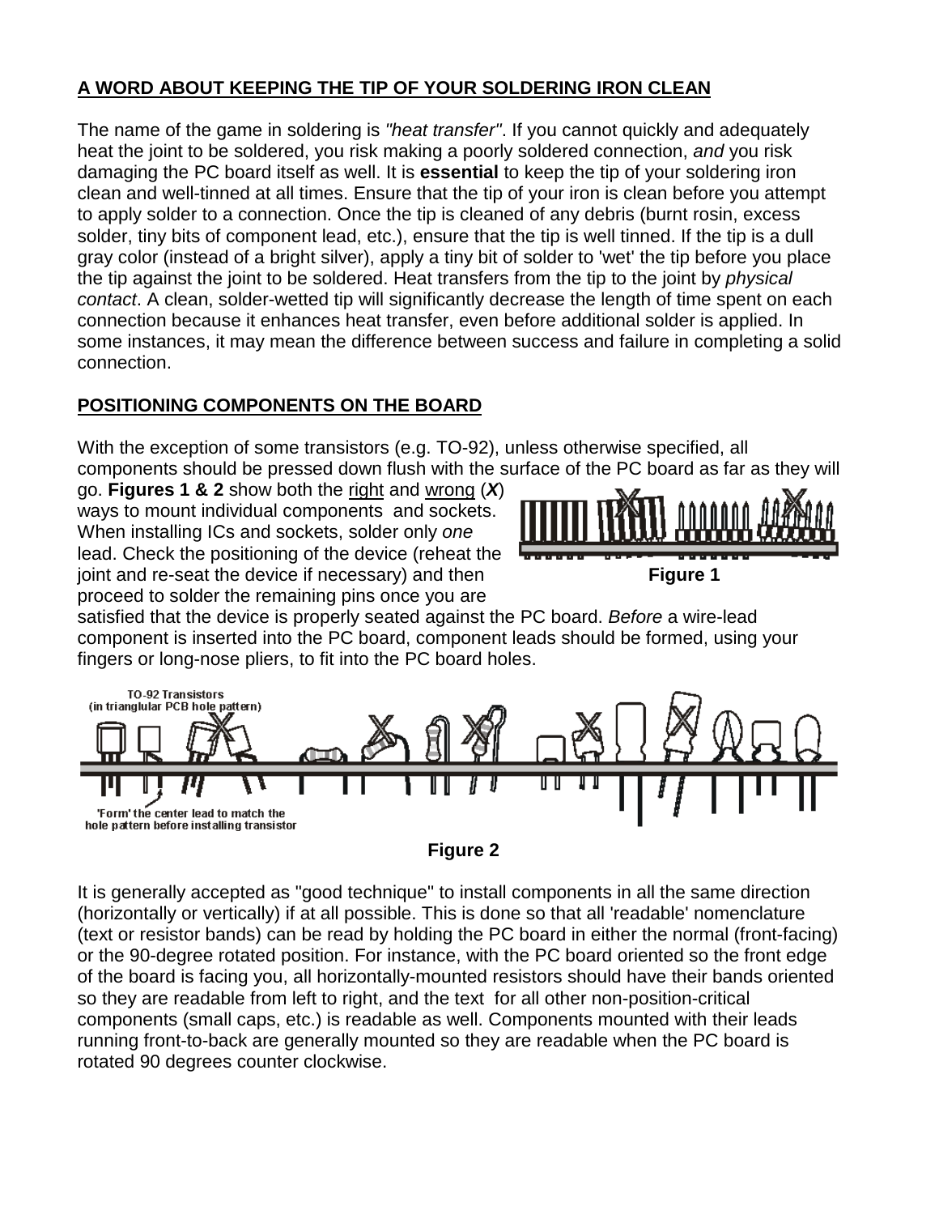## A WORD ABOUT KEEPING THE TIP OF YOUR SOLDERING IRON CLEAN

The name of the game in soldering is *"heat transfer"*. If you cannot quickly and adequately heat the joint to be soldered, you risk making a poorly soldered connection, *and* you risk damaging the PC board itself as well. It is **essential** to keep the tip of your soldering iron clean and well-tinned at all times. Ensure that the tip of your iron is clean before you attempt to apply solder to a connection. Once the tip is cleaned of any debris (burnt rosin, excess solder, tiny bits of component lead, etc.), ensure that the tip is well tinned. If the tip is a dull gray color (instead of a bright silver), apply a tiny bit of solder to 'wet' the tip before you place the tip against the joint to be soldered. Heat transfers from the tip to the joint by *physical contact*. A clean, solder-wetted tip will significantly decrease the length of time spent on each connection because it enhances heat transfer, even before additional solder is applied. In some instances, it may mean the difference between success and failure in completing a solid connection.

## POSITIONING COMPONENTS ON THE BOARD

With the exception of some transistors (e.g. TO-92), unless otherwise specified, all components should be pressed down flush with the surface of the PC board as far as they will go. **Figures 1 & 2** show both the right and wrong (***X***) ways to mount individual components and sockets. When installing ICs and sockets, solder only *one* lead. Check the positioning of the device (reheat the joint and re-seat the device if necessary) and then proceed to solder the remaining pins once you are satisfied that the device is properly seated against the PC board. *Before* a wire-lead component is inserted into the PC board, component leads should be formed, using your fingers or long-nose pliers, to fit into the PC board holes.

**Figure 1**

TO-92 Transistors (in trianglular PCB hole pattern)

'Form' the center lead to match the hole pattern before installing transistor

**Figure 2**

It is generally accepted as "good technique" to install components in all the same direction (horizontally or vertically) if at all possible. This is done so that all 'readable' nomenclature (text or resistor bands) can be read by holding the PC board in either the normal (front-facing) or the 90-degree rotated position. For instance, with the PC board oriented so the front edge of the board is facing you, all horizontally-mounted resistors should have their bands oriented so they are readable from left to right, and the text for all other non-position-critical components (small caps, etc.) is readable as well. Components mounted with their leads running front-to-back are generally mounted so they are readable when the PC board is rotated 90 degrees counter clockwise.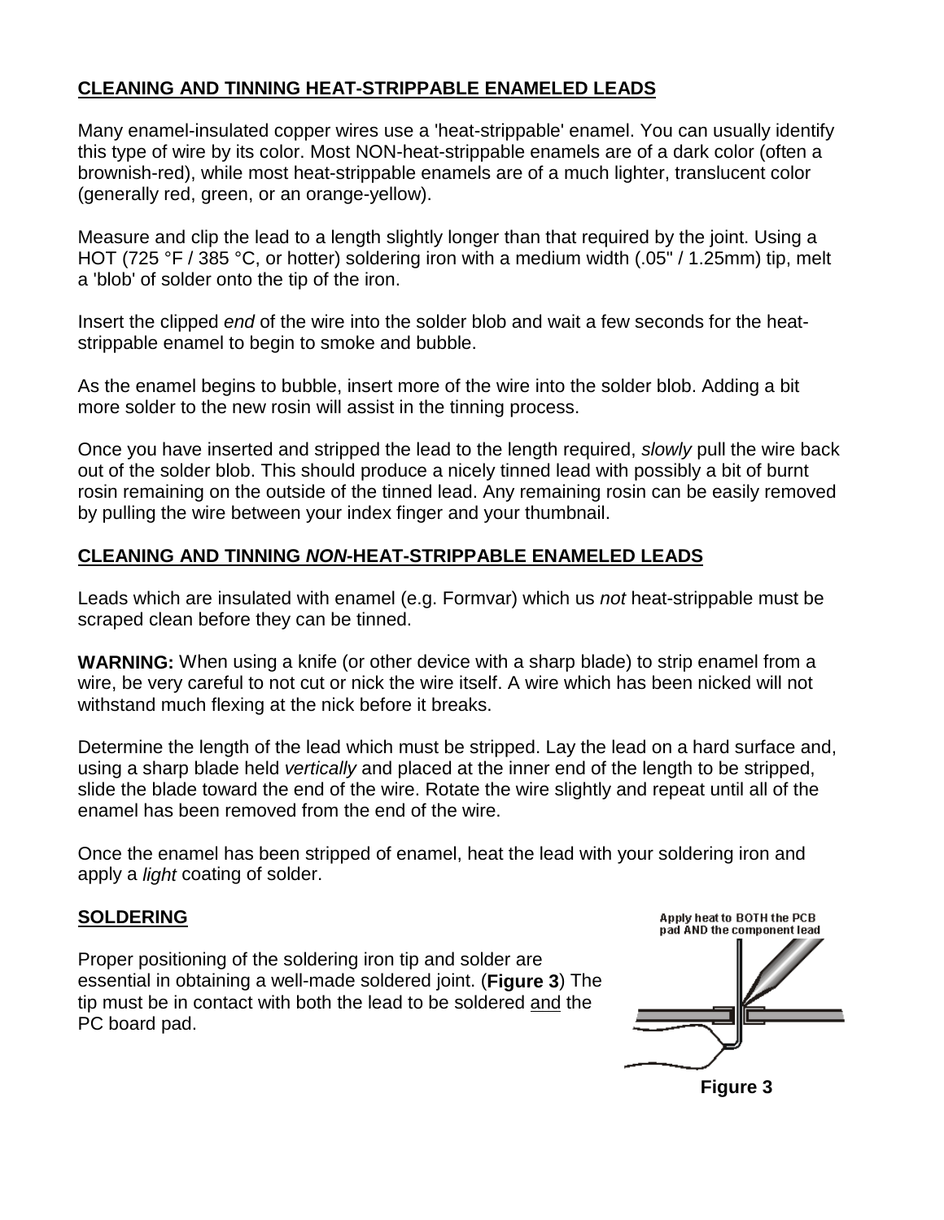## CLEANING AND TINNING HEAT-STRIPPABLE ENAMELED LEADS

Many enamel-insulated copper wires use a 'heat-strippable' enamel. You can usually identify this type of wire by its color. Most NON-heat-strippable enamels are of a dark color (often a brownish-red), while most heat-strippable enamels are of a much lighter, translucent color (generally red, green, or an orange-yellow).

Measure and clip the lead to a length slightly longer than that required by the joint. Using a HOT (725 °F / 385 °C, or hotter) soldering iron with a medium width (.05" / 1.25mm) tip, melt a 'blob' of solder onto the tip of the iron.

Insert the clipped *end* of the wire into the solder blob and wait a few seconds for the heat-strippable enamel to begin to smoke and bubble.

As the enamel begins to bubble, insert more of the wire into the solder blob. Adding a bit more solder to the new rosin will assist in the tinning process.

Once you have inserted and stripped the lead to the length required, *slowly* pull the wire back out of the solder blob. This should produce a nicely tinned lead with possibly a bit of burnt rosin remaining on the outside of the tinned lead. Any remaining rosin can be easily removed by pulling the wire between your index finger and your thumbnail.

## CLEANING AND TINNING *NON*-HEAT-STRIPPABLE ENAMELED LEADS

Leads which are insulated with enamel (e.g. Formvar) which us *not* heat-strippable must be scraped clean before they can be tinned.

**WARNING:** When using a knife (or other device with a sharp blade) to strip enamel from a wire, be very careful to not cut or nick the wire itself. A wire which has been nicked will not withstand much flexing at the nick before it breaks.

Determine the length of the lead which must be stripped. Lay the lead on a hard surface and, using a sharp blade held *vertically* and placed at the inner end of the length to be stripped, slide the blade toward the end of the wire. Rotate the wire slightly and repeat until all of the enamel has been removed from the end of the wire.

Once the enamel has been stripped of enamel, heat the lead with your soldering iron and apply a *light* coating of solder.

## SOLDERING

Proper positioning of the soldering iron tip and solder are essential in obtaining a well-made soldered joint. (**Figure 3**) The tip must be in contact with both the lead to be soldered and the PC board pad.

Apply heat to BOTH the PCB pad AND the component lead

**Figure 3**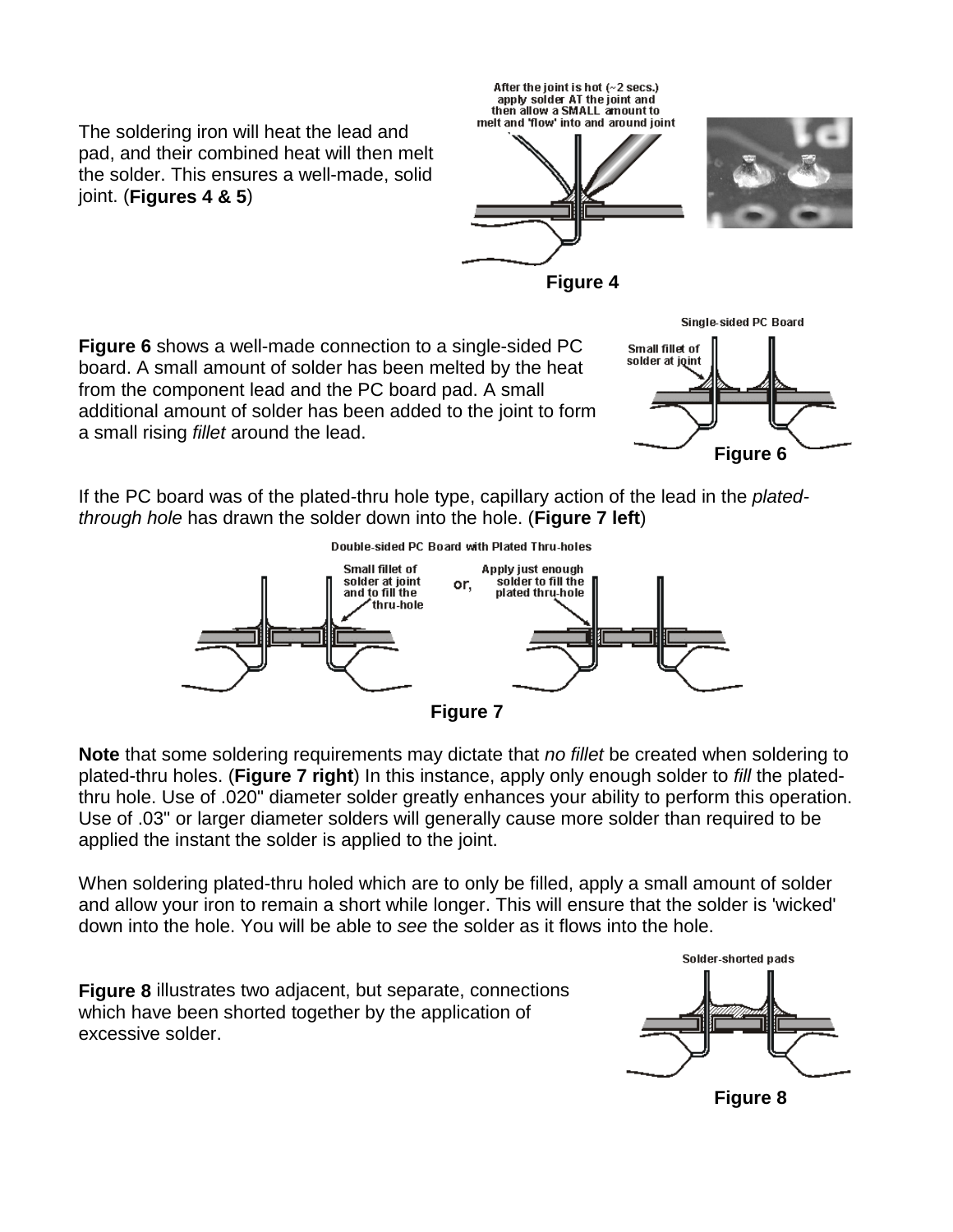The soldering iron will heat the lead and pad, and their combined heat will then melt the solder. This ensures a well-made, solid joint. (**Figures 4 & 5**)

After the joint is hot (~2 secs.) apply solder AT the joint and then allow a SMALL amount to melt and 'flow' into and around joint

**Figure 4**

**Figure 6** shows a well-made connection to a single-sided PC board. A small amount of solder has been melted by the heat from the component lead and the PC board pad. A small additional amount of solder has been added to the joint to form a small rising *fillet* around the lead.

Single-sided PC Board

Small fillet of solder at joint

**Figure 6**

If the PC board was of the plated-thru hole type, capillary action of the lead in the *plated-through hole* has drawn the solder down into the hole. (**Figure 7 left**)

Double-sided PC Board with Plated Thru-holes

Small fillet of solder at joint and to fill the thru-hole

or,

Apply just enough solder to fill the plated thru-hole

**Figure 7**

**Note** that some soldering requirements may dictate that *no fillet* be created when soldering to plated-thru holes. (**Figure 7 right**) In this instance, apply only enough solder to *fill* the plated-thru hole. Use of .020" diameter solder greatly enhances your ability to perform this operation. Use of .03" or larger diameter solders will generally cause more solder than required to be applied the instant the solder is applied to the joint.

When soldering plated-thru holed which are to only be filled, apply a small amount of solder and allow your iron to remain a short while longer. This will ensure that the solder is 'wicked' down into the hole. You will be able to *see* the solder as it flows into the hole.

**Figure 8** illustrates two adjacent, but separate, connections which have been shorted together by the application of excessive solder.

Solder-shorted pads

**Figure 8**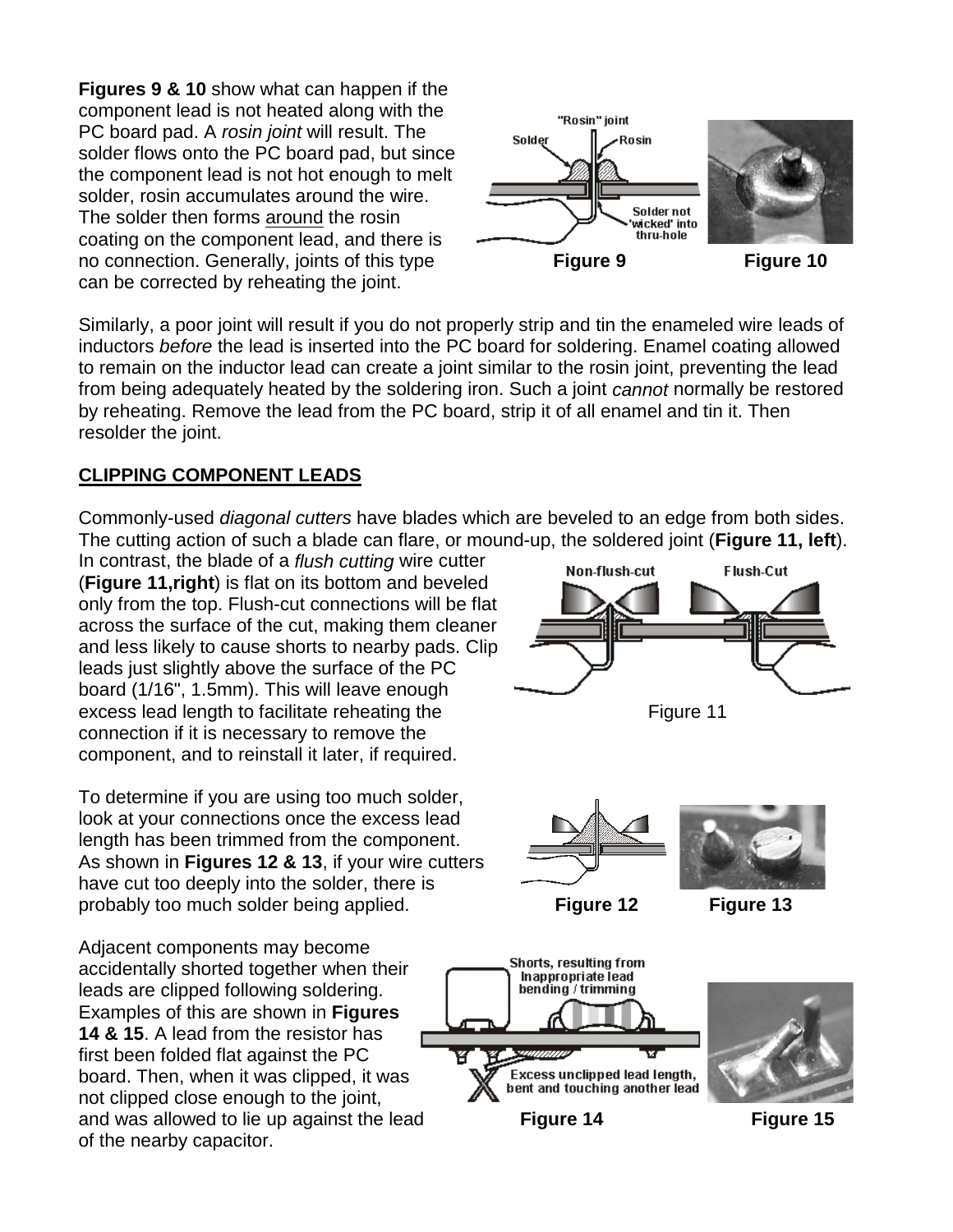**Figures 9 & 10** show what can happen if the component lead is not heated along with the PC board pad. A *rosin joint* will result. The solder flows onto the PC board pad, but since the component lead is not hot enough to melt solder, rosin accumulates around the wire. The solder then forms around the rosin coating on the component lead, and there is no connection. Generally, joints of this type can be corrected by reheating the joint.

**Figure 9** **Figure 10**

Similarly, a poor joint will result if you do not properly strip and tin the enameled wire leads of inductors *before* the lead is inserted into the PC board for soldering. Enamel coating allowed to remain on the inductor lead can create a joint similar to the rosin joint, preventing the lead from being adequately heated by the soldering iron. Such a joint *cannot* normally be restored by reheating. Remove the lead from the PC board, strip it of all enamel and tin it. Then resolder the joint.

## CLIPPING COMPONENT LEADS

Commonly-used *diagonal cutters* have blades which are beveled to an edge from both sides. The cutting action of such a blade can flare, or mound-up, the soldered joint (**Figure 11, left**). In contrast, the blade of a *flush cutting* wire cutter (**Figure 11,right**) is flat on its bottom and beveled only from the top. Flush-cut connections will be flat across the surface of the cut, making them cleaner and less likely to cause shorts to nearby pads. Clip leads just slightly above the surface of the PC board (1/16", 1.5mm). This will leave enough excess lead length to facilitate reheating the connection if it is necessary to remove the component, and to reinstall it later, if required.

Figure 11

To determine if you are using too much solder, look at your connections once the excess lead length has been trimmed from the component. As shown in **Figures 12 & 13**, if your wire cutters have cut too deeply into the solder, there is probably too much solder being applied.

**Figure 12** **Figure 13**

Adjacent components may become accidentally shorted together when their leads are clipped following soldering. Examples of this are shown in **Figures 14 & 15**. A lead from the resistor has first been folded flat against the PC board. Then, when it was clipped, it was not clipped close enough to the joint, and was allowed to lie up against the lead of the nearby capacitor.

**Figure 14** **Figure 15**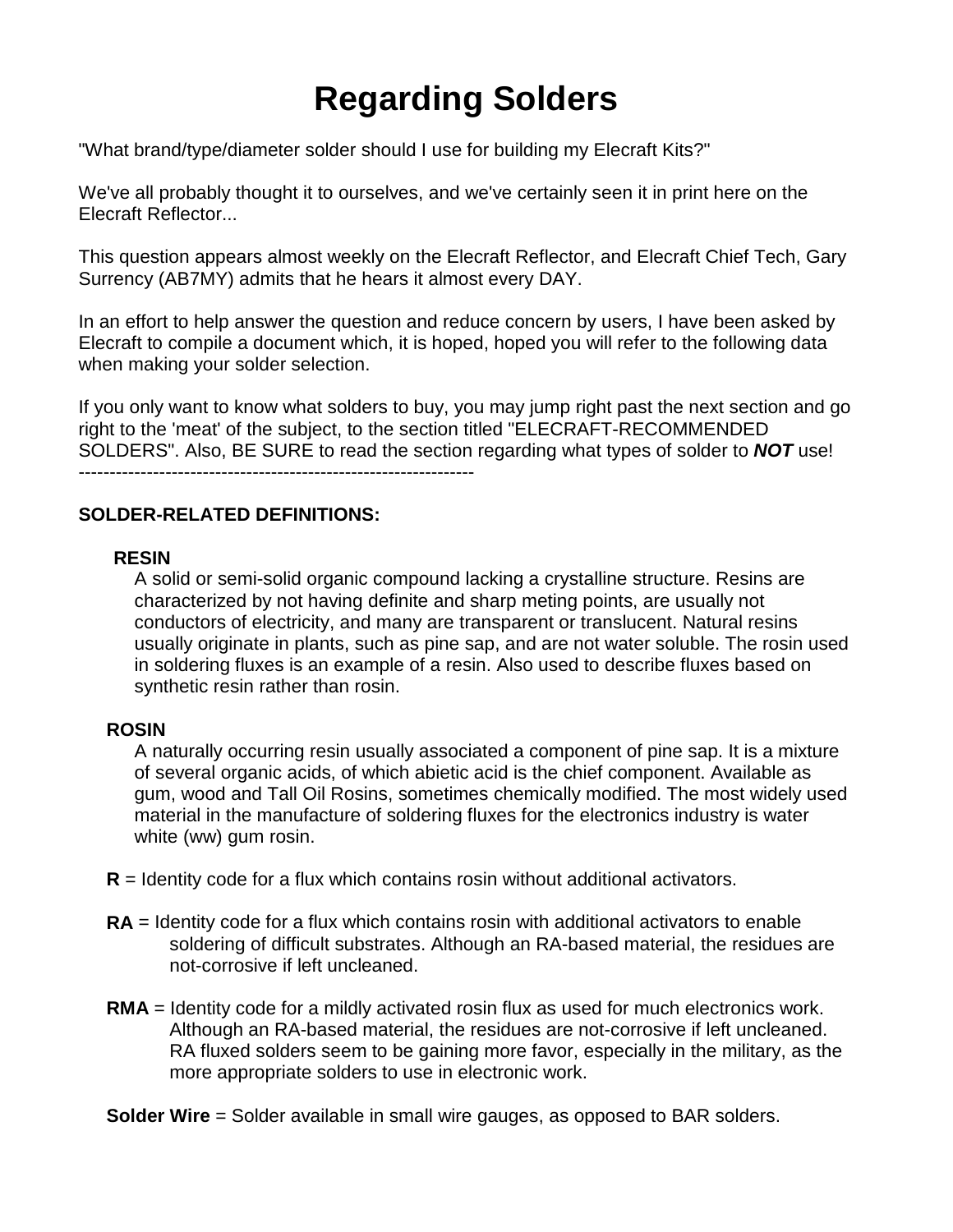# Regarding Solders

"What brand/type/diameter solder should I use for building my Elecraft Kits?"

We've all probably thought it to ourselves, and we've certainly seen it in print here on the Elecraft Reflector...

This question appears almost weekly on the Elecraft Reflector, and Elecraft Chief Tech, Gary Surrency (AB7MY) admits that he hears it almost every DAY.

In an effort to help answer the question and reduce concern by users, I have been asked by Elecraft to compile a document which, it is hoped, hoped you will refer to the following data when making your solder selection.

If you only want to know what solders to buy, you may jump right past the next section and go right to the 'meat' of the subject, to the section titled "ELECRAFT-RECOMMENDED SOLDERS". Also, BE SURE to read the section regarding what types of solder to ***NOT*** use!

-----------------------------------------------------------------

**SOLDER-RELATED DEFINITIONS:**

**RESIN**
A solid or semi-solid organic compound lacking a crystalline structure. Resins are characterized by not having definite and sharp meting points, are usually not conductors of electricity, and many are transparent or translucent. Natural resins usually originate in plants, such as pine sap, and are not water soluble. The rosin used in soldering fluxes is an example of a resin. Also used to describe fluxes based on synthetic resin rather than rosin.

**ROSIN**
A naturally occurring resin usually associated a component of pine sap. It is a mixture of several organic acids, of which abietic acid is the chief component. Available as gum, wood and Tall Oil Rosins, sometimes chemically modified. The most widely used material in the manufacture of soldering fluxes for the electronics industry is water white (ww) gum rosin.

**R** = Identity code for a flux which contains rosin without additional activators.

**RA** = Identity code for a flux which contains rosin with additional activators to enable soldering of difficult substrates. Although an RA-based material, the residues are not-corrosive if left uncleaned.

**RMA** = Identity code for a mildly activated rosin flux as used for much electronics work. Although an RA-based material, the residues are not-corrosive if left uncleaned. RA fluxed solders seem to be gaining more favor, especially in the military, as the more appropriate solders to use in electronic work.

**Solder Wire** = Solder available in small wire gauges, as opposed to BAR solders.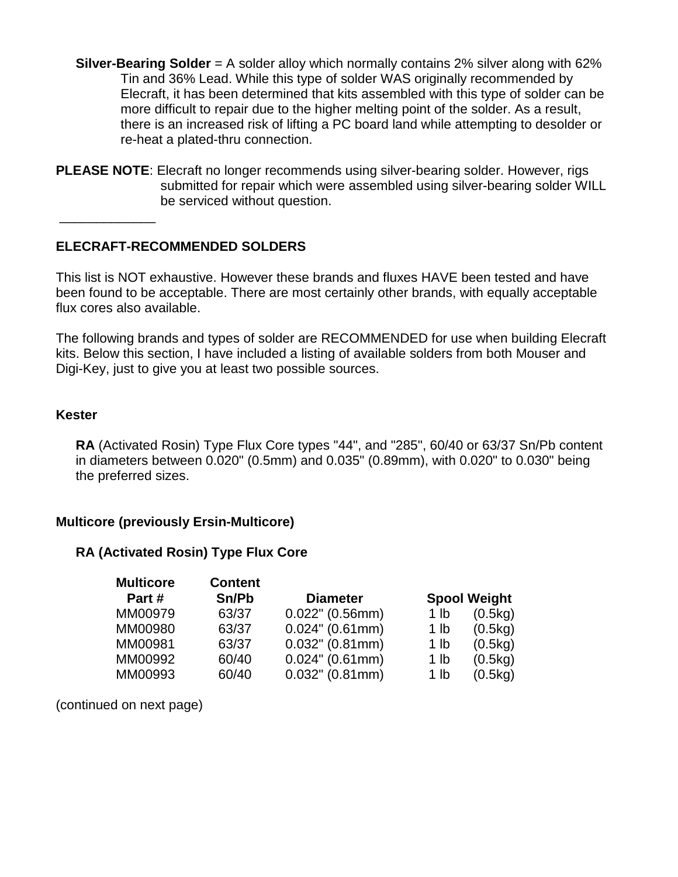**Silver-Bearing Solder** = A solder alloy which normally contains 2% silver along with 62% Tin and 36% Lead. While this type of solder WAS originally recommended by Elecraft, it has been determined that kits assembled with this type of solder can be more difficult to repair due to the higher melting point of the solder. As a result, there is an increased risk of lifting a PC board land while attempting to desolder or re-heat a plated-thru connection.

**PLEASE NOTE**: Elecraft no longer recommends using silver-bearing solder. However, rigs submitted for repair which were assembled using silver-bearing solder WILL be serviced without question.

_____________

**ELECRAFT-RECOMMENDED SOLDERS**

This list is NOT exhaustive. However these brands and fluxes HAVE been tested and have been found to be acceptable. There are most certainly other brands, with equally acceptable flux cores also available.

The following brands and types of solder are RECOMMENDED for use when building Elecraft kits. Below this section, I have included a listing of available solders from both Mouser and Digi-Key, just to give you at least two possible sources.

**Kester**

**RA** (Activated Rosin) Type Flux Core types "44", and "285", 60/40 or 63/37 Sn/Pb content in diameters between 0.020" (0.5mm) and 0.035" (0.89mm), with 0.020" to 0.030" being the preferred sizes.

**Multicore (previously Ersin-Multicore)**

**RA (Activated Rosin) Type Flux Core**

| Multicore Part # | Content Sn/Pb | Diameter | Spool Weight |
|---|---|---|---|
| MM00979 | 63/37 | 0.022" (0.56mm) | 1 lb (0.5kg) |
| MM00980 | 63/37 | 0.024" (0.61mm) | 1 lb (0.5kg) |
| MM00981 | 63/37 | 0.032" (0.81mm) | 1 lb (0.5kg) |
| MM00992 | 60/40 | 0.024" (0.61mm) | 1 lb (0.5kg) |
| MM00993 | 60/40 | 0.032" (0.81mm) | 1 lb (0.5kg) |

(continued on next page)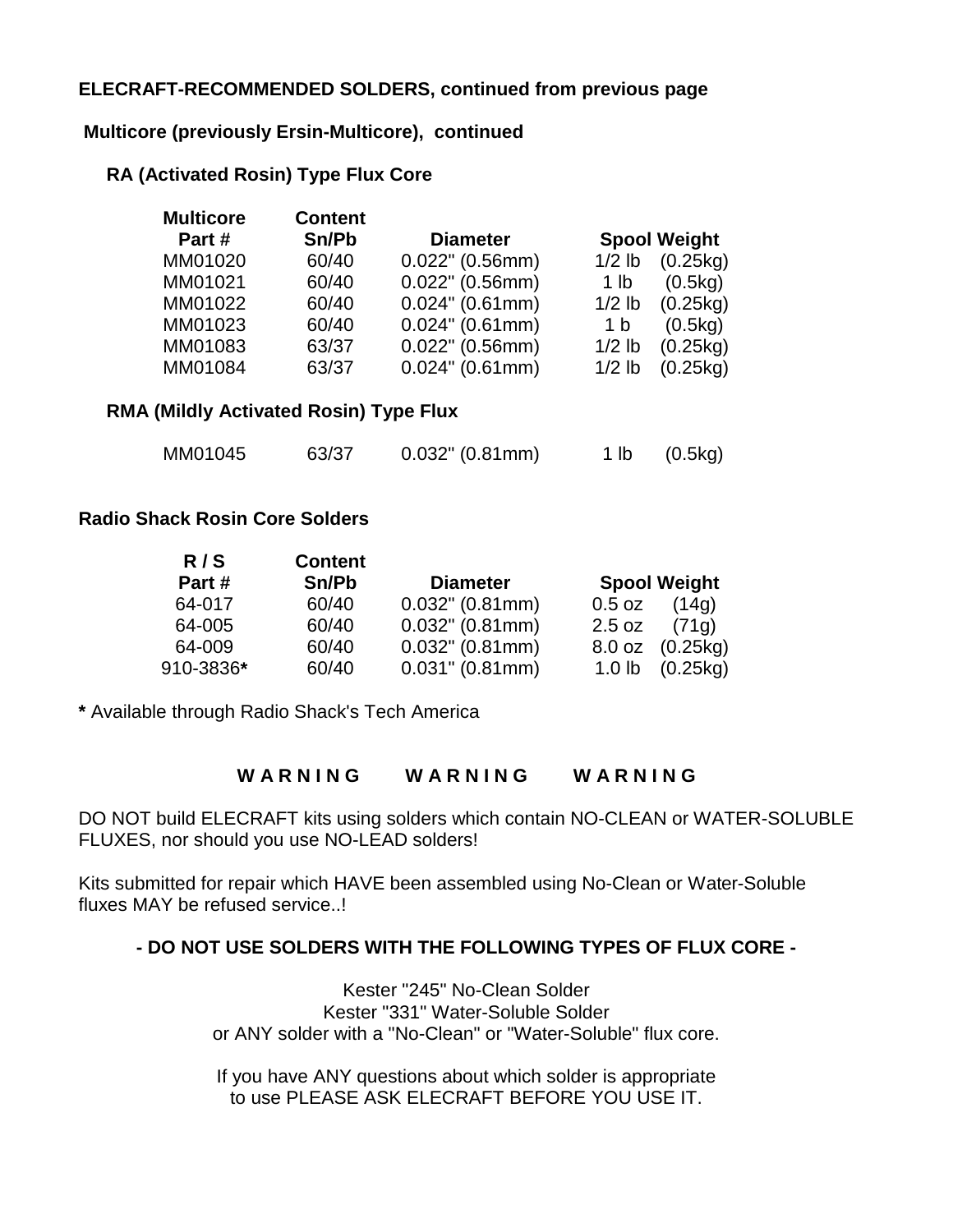**ELECRAFT-RECOMMENDED SOLDERS, continued from previous page**

**Multicore (previously Ersin-Multicore), continued**

**RA (Activated Rosin) Type Flux Core**

| Multicore Part # | Content Sn/Pb | Diameter | Spool Weight | |
|---|---|---|---|---|
| MM01020 | 60/40 | 0.022" (0.56mm) | 1/2 lb | (0.25kg) |
| MM01021 | 60/40 | 0.022" (0.56mm) | 1 lb | (0.5kg) |
| MM01022 | 60/40 | 0.024" (0.61mm) | 1/2 lb | (0.25kg) |
| MM01023 | 60/40 | 0.024" (0.61mm) | 1 b | (0.5kg) |
| MM01083 | 63/37 | 0.022" (0.56mm) | 1/2 lb | (0.25kg) |
| MM01084 | 63/37 | 0.024" (0.61mm) | 1/2 lb | (0.25kg) |

**RMA (Mildly Activated Rosin) Type Flux**

| Multicore Part # | Content Sn/Pb | Diameter | Spool Weight | |
|---|---|---|---|---|
| MM01045 | 63/37 | 0.032" (0.81mm) | 1 lb | (0.5kg) |

**Radio Shack Rosin Core Solders**

| R / S Part # | Content Sn/Pb | Diameter | Spool Weight | |
|---|---|---|---|---|
| 64-017 | 60/40 | 0.032" (0.81mm) | 0.5 oz | (14g) |
| 64-005 | 60/40 | 0.032" (0.81mm) | 2.5 oz | (71g) |
| 64-009 | 60/40 | 0.032" (0.81mm) | 8.0 oz | (0.25kg) |
| 910-3836**\*** | 60/40 | 0.031" (0.81mm) | 1.0 lb | (0.25kg) |

**\*** Available through Radio Shack's Tech America

**W A R N I N G W A R N I N G W A R N I N G**

DO NOT build ELECRAFT kits using solders which contain NO-CLEAN or WATER-SOLUBLE FLUXES, nor should you use NO-LEAD solders!

Kits submitted for repair which HAVE been assembled using No-Clean or Water-Soluble fluxes MAY be refused service..!

**- DO NOT USE SOLDERS WITH THE FOLLOWING TYPES OF FLUX CORE -**

Kester "245" No-Clean Solder
Kester "331" Water-Soluble Solder
or ANY solder with a "No-Clean" or "Water-Soluble" flux core.

If you have ANY questions about which solder is appropriate
to use PLEASE ASK ELECRAFT BEFORE YOU USE IT.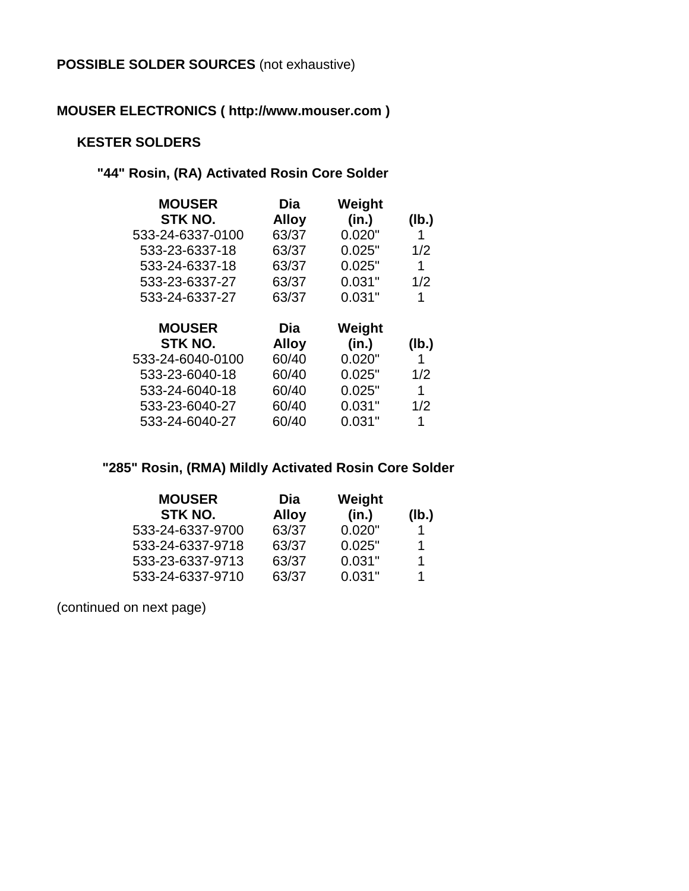**POSSIBLE SOLDER SOURCES** (not exhaustive)

**MOUSER ELECTRONICS ( http://www.mouser.com )**

**KESTER SOLDERS**

**"44" Rosin, (RA) Activated Rosin Core Solder**

| MOUSER STK NO. | Alloy | Dia (in.) | Weight (lb.) |
|---|---|---|---|
| 533-24-6337-0100 | 63/37 | 0.020" | 1 |
| 533-23-6337-18 | 63/37 | 0.025" | 1/2 |
| 533-24-6337-18 | 63/37 | 0.025" | 1 |
| 533-23-6337-27 | 63/37 | 0.031" | 1/2 |
| 533-24-6337-27 | 63/37 | 0.031" | 1 |

| MOUSER STK NO. | Alloy | Dia (in.) | Weight (lb.) |
|---|---|---|---|
| 533-24-6040-0100 | 60/40 | 0.020" | 1 |
| 533-23-6040-18 | 60/40 | 0.025" | 1/2 |
| 533-24-6040-18 | 60/40 | 0.025" | 1 |
| 533-23-6040-27 | 60/40 | 0.031" | 1/2 |
| 533-24-6040-27 | 60/40 | 0.031" | 1 |

**"285" Rosin, (RMA) Mildly Activated Rosin Core Solder**

| MOUSER STK NO. | Alloy | Dia (in.) | Weight (lb.) |
|---|---|---|---|
| 533-24-6337-9700 | 63/37 | 0.020" | 1 |
| 533-24-6337-9718 | 63/37 | 0.025" | 1 |
| 533-23-6337-9713 | 63/37 | 0.031" | 1 |
| 533-24-6337-9710 | 63/37 | 0.031" | 1 |

(continued on next page)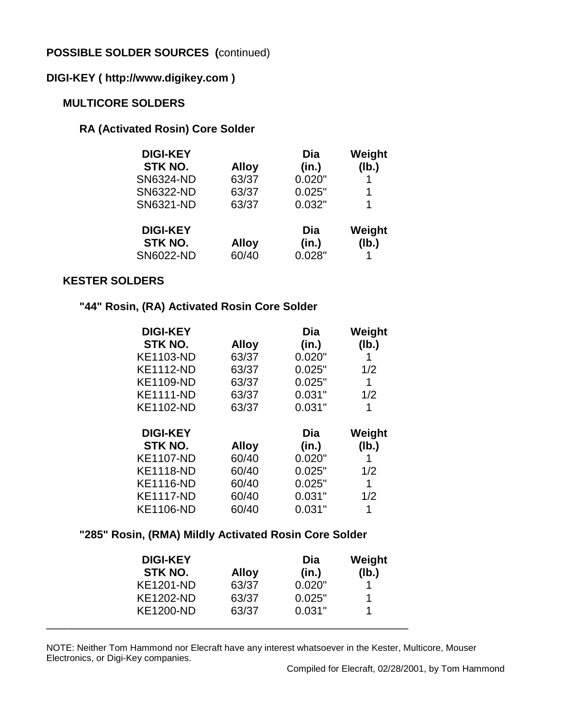## POSSIBLE SOLDER SOURCES (continued)

### DIGI-KEY ( http://www.digikey.com )

#### MULTICORE SOLDERS

##### RA (Activated Rosin) Core Solder

| DIGI-KEY STK NO. | Alloy | Dia (in.) | Weight (lb.) |
|---|---|---|---|
| SN6324-ND | 63/37 | 0.020" | 1 |
| SN6322-ND | 63/37 | 0.025" | 1 |
| SN6321-ND | 63/37 | 0.032" | 1 |

| DIGI-KEY STK NO. | Alloy | Dia (in.) | Weight (lb.) |
|---|---|---|---|
| SN6022-ND | 60/40 | 0.028" | 1 |

#### KESTER SOLDERS

##### "44" Rosin, (RA) Activated Rosin Core Solder

| DIGI-KEY STK NO. | Alloy | Dia (in.) | Weight (lb.) |
|---|---|---|---|
| KE1103-ND | 63/37 | 0.020" | 1 |
| KE1112-ND | 63/37 | 0.025" | 1/2 |
| KE1109-ND | 63/37 | 0.025" | 1 |
| KE1111-ND | 63/37 | 0.031" | 1/2 |
| KE1102-ND | 63/37 | 0.031" | 1 |

| DIGI-KEY STK NO. | Alloy | Dia (in.) | Weight (lb.) |
|---|---|---|---|
| KE1107-ND | 60/40 | 0.020" | 1 |
| KE1118-ND | 60/40 | 0.025" | 1/2 |
| KE1116-ND | 60/40 | 0.025" | 1 |
| KE1117-ND | 60/40 | 0.031" | 1/2 |
| KE1106-ND | 60/40 | 0.031" | 1 |

##### "285" Rosin, (RMA) Mildly Activated Rosin Core Solder

| DIGI-KEY STK NO. | Alloy | Dia (in.) | Weight (lb.) |
|---|---|---|---|
| KE1201-ND | 63/37 | 0.020" | 1 |
| KE1202-ND | 63/37 | 0.025" | 1 |
| KE1200-ND | 63/37 | 0.031" | 1 |

---

NOTE: Neither Tom Hammond nor Elecraft have any interest whatsoever in the Kester, Multicore, Mouser Electronics, or Digi-Key companies.

Compiled for Elecraft, 02/28/2001, by Tom Hammond